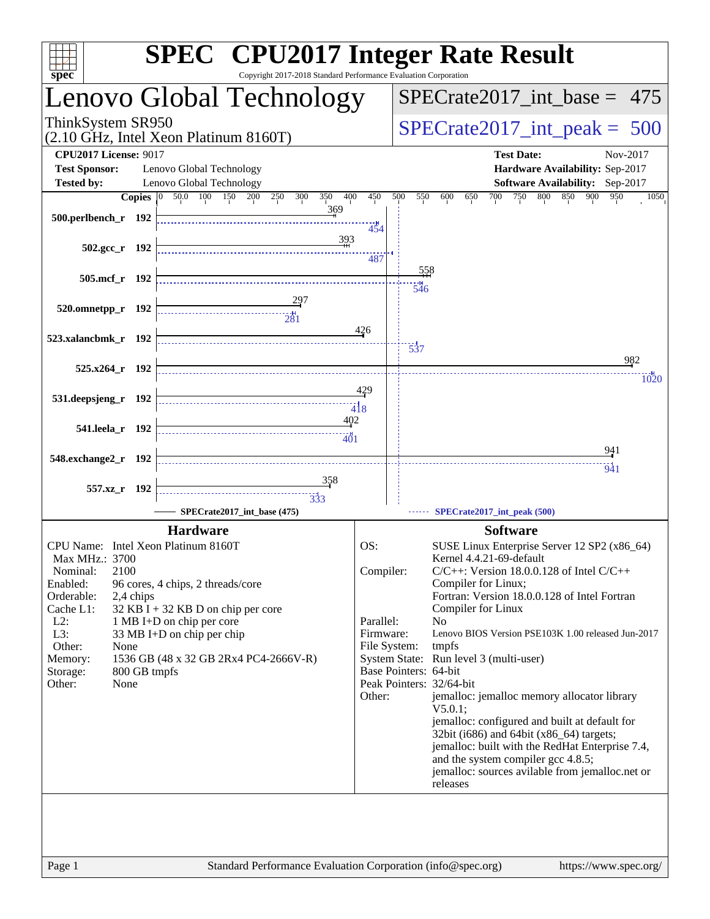# SPEC CPU2017 Integer Rate Result

Copyright 2017-2018 Standard Performance Evaluation Corporation

## Lenovo Global Technology

ThinkSystem SR950
(2.10 GHz, Intel Xeon Platinum 8160T)

SPECrate2017_int_base = 475

SPECrate2017_int_peak = 500

**CPU2017 License:** 9017
**Test Sponsor:** Lenovo Global Technology
**Tested by:** Lenovo Global Technology

**Test Date:** Nov-2017
**Hardware Availability:** Sep-2017
**Software Availability:** Sep-2017

| Benchmark | Copies | Base | Peak |
|---|---|---|---|
| 500.perlbench_r | 192 | 369 | 454 |
| 502.gcc_r | 192 | 393 | 487 |
| 505.mcf_r | 192 | 558 | 546 |
| 520.omnetpp_r | 192 | 297 | 281 |
| 523.xalancbmk_r | 192 | 426 | 537 |
| 525.x264_r | 192 | 982 | 1020 |
| 531.deepsjeng_r | 192 | 429 | 418 |
| 541.leela_r | 192 | 402 | 401 |
| 548.exchange2_r | 192 | 941 | 941 |
| 557.xz_r | 192 | 358 | 333 |

SPECrate2017_int_base (475) — SPECrate2017_int_peak (500)

### Hardware

- **CPU Name:** Intel Xeon Platinum 8160T
- **Max MHz.:** 3700
- **Nominal:** 2100
- **Enabled:** 96 cores, 4 chips, 2 threads/core
- **Orderable:** 2,4 chips
- **Cache L1:** 32 KB I + 32 KB D on chip per core
- **L2:** 1 MB I+D on chip per core
- **L3:** 33 MB I+D on chip per chip
- **Other:** None
- **Memory:** 1536 GB (48 x 32 GB 2Rx4 PC4-2666V-R)
- **Storage:** 800 GB tmpfs
- **Other:** None

### Software

- **OS:** SUSE Linux Enterprise Server 12 SP2 (x86_64) Kernel 4.4.21-69-default
- **Compiler:** C/C++: Version 18.0.0.128 of Intel C/C++ Compiler for Linux; Fortran: Version 18.0.0.128 of Intel Fortran Compiler for Linux
- **Parallel:** No
- **Firmware:** Lenovo BIOS Version PSE103K 1.00 released Jun-2017
- **File System:** tmpfs
- **System State:** Run level 3 (multi-user)
- **Base Pointers:** 64-bit
- **Peak Pointers:** 32/64-bit
- **Other:** jemalloc: jemalloc memory allocator library V5.0.1; jemalloc: configured and built at default for 32bit (i686) and 64bit (x86_64) targets; jemalloc: built with the RedHat Enterprise 7.4, and the system compiler gcc 4.8.5; jemalloc: sources avilable from jemalloc.net or releases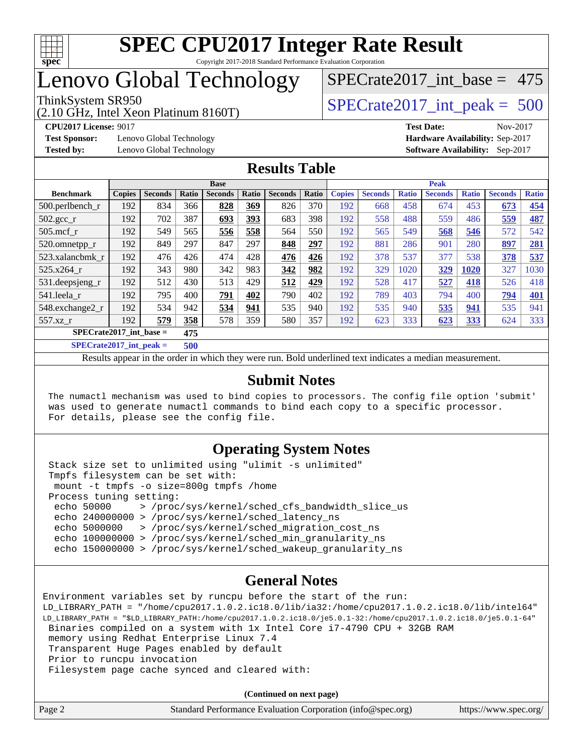# SPEC CPU2017 Integer Rate Result

Copyright 2017-2018 Standard Performance Evaluation Corporation

## Lenovo Global Technology

ThinkSystem SR950
(2.10 GHz, Intel Xeon Platinum 8160T)

SPECrate2017_int_base = 475

SPECrate2017_int_peak = 500

**CPU2017 License:** 9017
**Test Sponsor:** Lenovo Global Technology
**Tested by:** Lenovo Global Technology

**Test Date:** Nov-2017
**Hardware Availability:** Sep-2017
**Software Availability:** Sep-2017

## Results Table

| Benchmark | Base | | | | | | | Peak | | | | | | |
|---|---|---|---|---|---|---|---|---|---|---|---|---|---|---|
| | Copies | Seconds | Ratio | Seconds | Ratio | Seconds | Ratio | Copies | Seconds | Ratio | Seconds | Ratio | Seconds | Ratio |
| 500.perlbench_r | 192 | 834 | 366 | **828** | **369** | 826 | 370 | 192 | 668 | 458 | 674 | 453 | **673** | **454** |
| 502.gcc_r | 192 | 702 | 387 | **693** | **393** | 683 | 398 | 192 | 558 | 488 | 559 | 486 | **559** | **487** |
| 505.mcf_r | 192 | 549 | 565 | **556** | **558** | 564 | 550 | 192 | 565 | 549 | **568** | **546** | 572 | 542 |
| 520.omnetpp_r | 192 | 849 | 297 | 847 | 297 | **848** | **297** | 192 | 881 | 286 | 901 | 280 | **897** | **281** |
| 523.xalancbmk_r | 192 | 476 | 426 | 474 | 428 | **476** | **426** | 192 | 378 | 537 | 377 | 538 | **378** | **537** |
| 525.x264_r | 192 | 343 | 980 | 342 | 983 | **342** | **982** | 192 | 329 | 1020 | **329** | **1020** | 327 | 1030 |
| 531.deepsjeng_r | 192 | 512 | 430 | 513 | 429 | **512** | **429** | 192 | 528 | 417 | **527** | **418** | 526 | 418 |
| 541.leela_r | 192 | 795 | 400 | **791** | **402** | 790 | 402 | 192 | 789 | 403 | 794 | 400 | **794** | **401** |
| 548.exchange2_r | 192 | 534 | 942 | **534** | **941** | 535 | 940 | 192 | 535 | 940 | **535** | **941** | 535 | 941 |
| 557.xz_r | 192 | **579** | **358** | 578 | 359 | 580 | 357 | 192 | 623 | 333 | **623** | **333** | 624 | 333 |

**SPECrate2017_int_base = 475**

**SPECrate2017_int_peak = 500**

Results appear in the order in which they were run. Bold underlined text indicates a median measurement.

## Submit Notes

```
The numactl mechanism was used to bind copies to processors. The config file option 'submit'
was used to generate numactl commands to bind each copy to a specific processor.
For details, please see the config file.
```

## Operating System Notes

```
Stack size set to unlimited using "ulimit -s unlimited"
Tmpfs filesystem can be set with:
 mount -t tmpfs -o size=800g tmpfs /home
Process tuning setting:
 echo 50000     > /proc/sys/kernel/sched_cfs_bandwidth_slice_us
 echo 240000000 > /proc/sys/kernel/sched_latency_ns
 echo 5000000   > /proc/sys/kernel/sched_migration_cost_ns
 echo 100000000 > /proc/sys/kernel/sched_min_granularity_ns
 echo 150000000 > /proc/sys/kernel/sched_wakeup_granularity_ns
```

## General Notes

```
Environment variables set by runcpu before the start of the run:
LD_LIBRARY_PATH = "/home/cpu2017.1.0.2.ic18.0/lib/ia32:/home/cpu2017.1.0.2.ic18.0/lib/intel64"
LD_LIBRARY_PATH = "$LD_LIBRARY_PATH:/home/cpu2017.1.0.2.ic18.0/je5.0.1-32:/home/cpu2017.1.0.2.ic18.0/je5.0.1-64"
 Binaries compiled on a system with 1x Intel Core i7-4790 CPU + 32GB RAM
 memory using Redhat Enterprise Linux 7.4
 Transparent Huge Pages enabled by default
 Prior to runcpu invocation
 Filesystem page cache synced and cleared with:
```

(Continued on next page)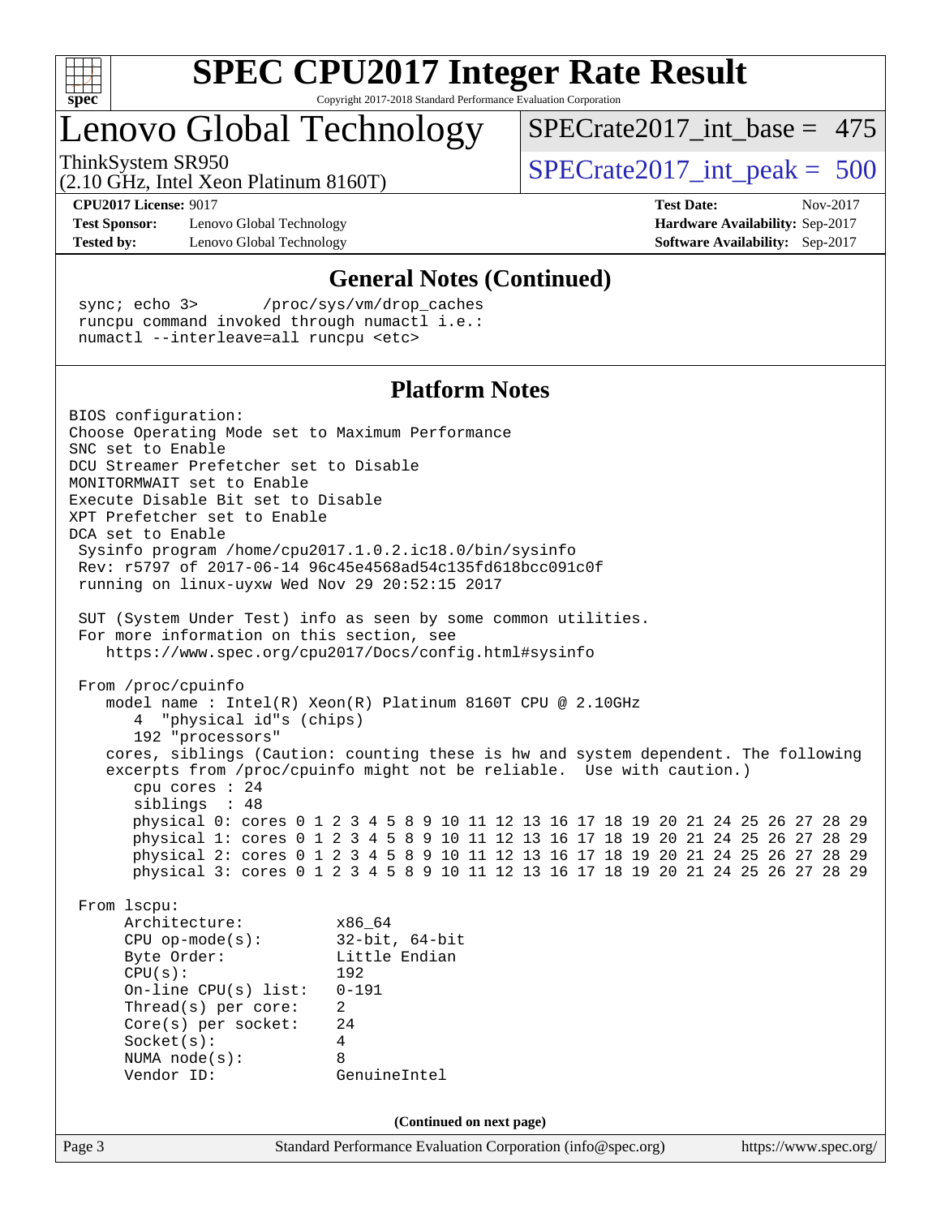# SPEC CPU2017 Integer Rate Result

Copyright 2017-2018 Standard Performance Evaluation Corporation

# Lenovo Global Technology

ThinkSystem SR950
(2.10 GHz, Intel Xeon Platinum 8160T)

SPECrate2017_int_base = 475

SPECrate2017_int_peak = 500

**CPU2017 License:** 9017
**Test Sponsor:** Lenovo Global Technology
**Tested by:** Lenovo Global Technology

**Test Date:** Nov-2017
**Hardware Availability:** Sep-2017
**Software Availability:** Sep-2017

## General Notes (Continued)

```
sync; echo 3>       /proc/sys/vm/drop_caches
runcpu command invoked through numactl i.e.:
numactl --interleave=all runcpu <etc>
```

## Platform Notes

```
BIOS configuration:
Choose Operating Mode set to Maximum Performance
SNC set to Enable
DCU Streamer Prefetcher set to Disable
MONITORMWAIT set to Enable
Execute Disable Bit set to Disable
XPT Prefetcher set to Enable
DCA set to Enable
 Sysinfo program /home/cpu2017.1.0.2.ic18.0/bin/sysinfo
 Rev: r5797 of 2017-06-14 96c45e4568ad54c135fd618bcc091c0f
 running on linux-uyxw Wed Nov 29 20:52:15 2017

 SUT (System Under Test) info as seen by some common utilities.
 For more information on this section, see
    https://www.spec.org/cpu2017/Docs/config.html#sysinfo

 From /proc/cpuinfo
    model name : Intel(R) Xeon(R) Platinum 8160T CPU @ 2.10GHz
       4  "physical id"s (chips)
       192 "processors"
    cores, siblings (Caution: counting these is hw and system dependent. The following
    excerpts from /proc/cpuinfo might not be reliable.  Use with caution.)
       cpu cores : 24
       siblings  : 48
       physical 0: cores 0 1 2 3 4 5 8 9 10 11 12 13 16 17 18 19 20 21 24 25 26 27 28 29
       physical 1: cores 0 1 2 3 4 5 8 9 10 11 12 13 16 17 18 19 20 21 24 25 26 27 28 29
       physical 2: cores 0 1 2 3 4 5 8 9 10 11 12 13 16 17 18 19 20 21 24 25 26 27 28 29
       physical 3: cores 0 1 2 3 4 5 8 9 10 11 12 13 16 17 18 19 20 21 24 25 26 27 28 29

 From lscpu:
      Architecture:          x86_64
      CPU op-mode(s):        32-bit, 64-bit
      Byte Order:            Little Endian
      CPU(s):                192
      On-line CPU(s) list:   0-191
      Thread(s) per core:    2
      Core(s) per socket:    24
      Socket(s):             4
      NUMA node(s):          8
      Vendor ID:             GenuineIntel
```

(Continued on next page)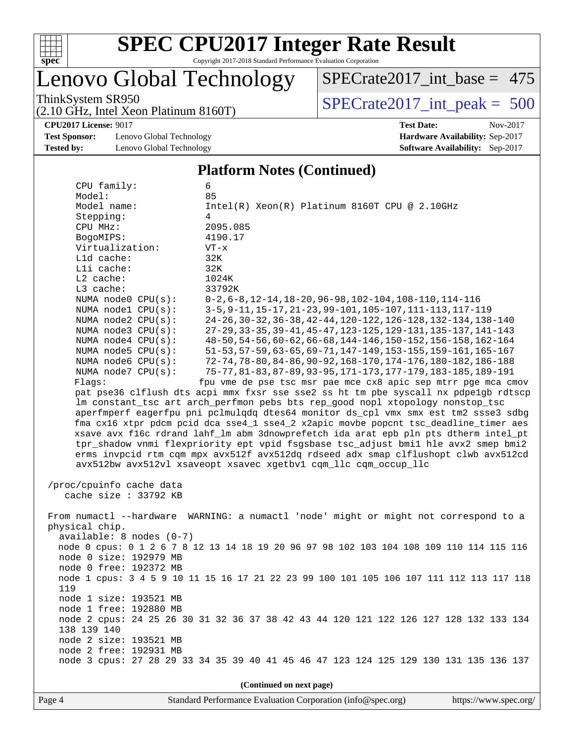## Platform Notes (Continued)

```
     CPU family:            6
     Model:                 85
     Model name:            Intel(R) Xeon(R) Platinum 8160T CPU @ 2.10GHz
     Stepping:              4
     CPU MHz:               2095.085
     BogoMIPS:              4190.17
     Virtualization:        VT-x
     L1d cache:             32K
     L1i cache:             32K
     L2 cache:              1024K
     L3 cache:              33792K
     NUMA node0 CPU(s):     0-2,6-8,12-14,18-20,96-98,102-104,108-110,114-116
     NUMA node1 CPU(s):     3-5,9-11,15-17,21-23,99-101,105-107,111-113,117-119
     NUMA node2 CPU(s):     24-26,30-32,36-38,42-44,120-122,126-128,132-134,138-140
     NUMA node3 CPU(s):     27-29,33-35,39-41,45-47,123-125,129-131,135-137,141-143
     NUMA node4 CPU(s):     48-50,54-56,60-62,66-68,144-146,150-152,156-158,162-164
     NUMA node5 CPU(s):     51-53,57-59,63-65,69-71,147-149,153-155,159-161,165-167
     NUMA node6 CPU(s):     72-74,78-80,84-86,90-92,168-170,174-176,180-182,186-188
     NUMA node7 CPU(s):     75-77,81-83,87-89,93-95,171-173,177-179,183-185,189-191
     Flags:                 fpu vme de pse tsc msr pae mce cx8 apic sep mtrr pge mca cmov
     pat pse36 clflush dts acpi mmx fxsr sse sse2 ss ht tm pbe syscall nx pdpe1gb rdtscp
     lm constant_tsc art arch_perfmon pebs bts rep_good nopl xtopology nonstop_tsc
     aperfmperf eagerfpu pni pclmulqdq dtes64 monitor ds_cpl vmx smx est tm2 ssse3 sdbg
     fma cx16 xtpr pdcm pcid dca sse4_1 sse4_2 x2apic movbe popcnt tsc_deadline_timer aes
     xsave avx f16c rdrand lahf_lm abm 3dnowprefetch ida arat epb pln pts dtherm intel_pt
     tpr_shadow vnmi flexpriority ept vpid fsgsbase tsc_adjust bmi1 hle avx2 smep bmi2
     erms invpcid rtm cqm mpx avx512f avx512dq rdseed adx smap clflushopt clwb avx512cd
     avx512bw avx512vl xsaveopt xsavec xgetbv1 cqm_llc cqm_occup_llc

 /proc/cpuinfo cache data
    cache size : 33792 KB

 From numactl --hardware  WARNING: a numactl 'node' might or might not correspond to a
 physical chip.
   available: 8 nodes (0-7)
   node 0 cpus: 0 1 2 6 7 8 12 13 14 18 19 20 96 97 98 102 103 104 108 109 110 114 115 116
   node 0 size: 192979 MB
   node 0 free: 192372 MB
   node 1 cpus: 3 4 5 9 10 11 15 16 17 21 22 23 99 100 101 105 106 107 111 112 113 117 118
   119
   node 1 size: 193521 MB
   node 1 free: 192880 MB
   node 2 cpus: 24 25 26 30 31 32 36 37 38 42 43 44 120 121 122 126 127 128 132 133 134
   138 139 140
   node 2 size: 193521 MB
   node 2 free: 192931 MB
   node 3 cpus: 27 28 29 33 34 35 39 40 41 45 46 47 123 124 125 129 130 131 135 136 137
```

(Continued on next page)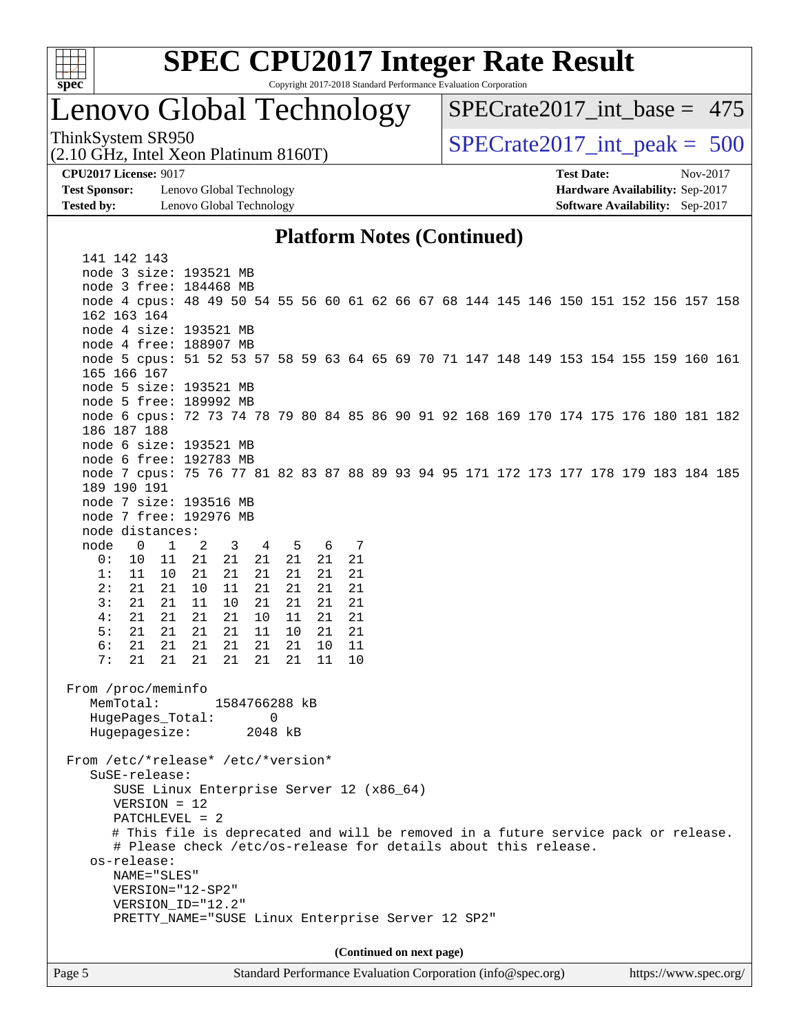# SPEC CPU2017 Integer Rate Result

Copyright 2017-2018 Standard Performance Evaluation Corporation

## Lenovo Global Technology

ThinkSystem SR950
(2.10 GHz, Intel Xeon Platinum 8160T)

SPECrate2017_int_base = 475

SPECrate2017_int_peak = 500

**CPU2017 License:** 9017
**Test Sponsor:** Lenovo Global Technology
**Tested by:** Lenovo Global Technology

**Test Date:** Nov-2017
**Hardware Availability:** Sep-2017
**Software Availability:** Sep-2017

### Platform Notes (Continued)

```
   141 142 143
   node 3 size: 193521 MB
   node 3 free: 184468 MB
   node 4 cpus: 48 49 50 54 55 56 60 61 62 66 67 68 144 145 146 150 151 152 156 157 158
   162 163 164
   node 4 size: 193521 MB
   node 4 free: 188907 MB
   node 5 cpus: 51 52 53 57 58 59 63 64 65 69 70 71 147 148 149 153 154 155 159 160 161
   165 166 167
   node 5 size: 193521 MB
   node 5 free: 189992 MB
   node 6 cpus: 72 73 74 78 79 80 84 85 86 90 91 92 168 169 170 174 175 176 180 181 182
   186 187 188
   node 6 size: 193521 MB
   node 6 free: 192783 MB
   node 7 cpus: 75 76 77 81 82 83 87 88 89 93 94 95 171 172 173 177 178 179 183 184 185
   189 190 191
   node 7 size: 193516 MB
   node 7 free: 192976 MB
   node distances:
   node   0   1   2   3   4   5   6   7
     0:  10  11  21  21  21  21  21  21
     1:  11  10  21  21  21  21  21  21
     2:  21  21  10  11  21  21  21  21
     3:  21  21  11  10  21  21  21  21
     4:  21  21  21  21  10  11  21  21
     5:  21  21  21  21  11  10  21  21
     6:  21  21  21  21  21  21  10  11
     7:  21  21  21  21  21  21  11  10

 From /proc/meminfo
    MemTotal:       1584766288 kB
    HugePages_Total:       0
    Hugepagesize:       2048 kB

 From /etc/*release* /etc/*version*
    SuSE-release:
       SUSE Linux Enterprise Server 12 (x86_64)
       VERSION = 12
       PATCHLEVEL = 2
       # This file is deprecated and will be removed in a future service pack or release.
       # Please check /etc/os-release for details about this release.
    os-release:
       NAME="SLES"
       VERSION="12-SP2"
       VERSION_ID="12.2"
       PRETTY_NAME="SUSE Linux Enterprise Server 12 SP2"
```

(Continued on next page)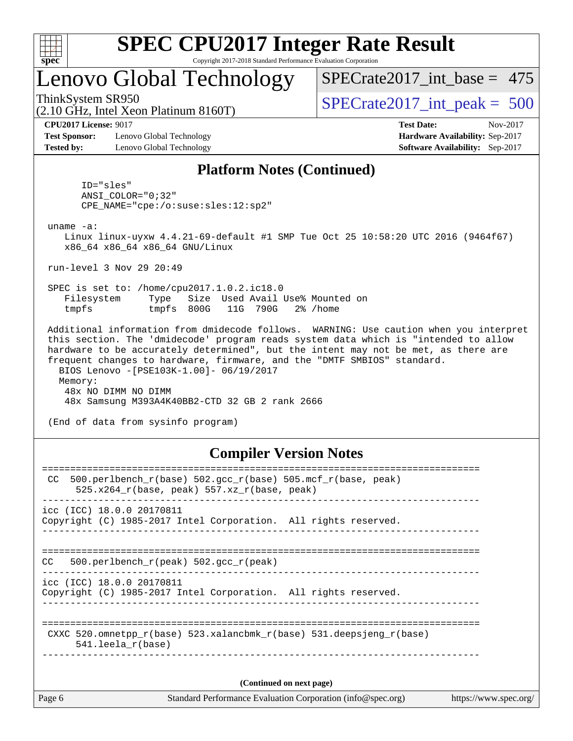## Platform Notes (Continued)

```
       ID="sles"
       ANSI_COLOR="0;32"
       CPE_NAME="cpe:/o:suse:sles:12:sp2"

 uname -a:
    Linux linux-uyxw 4.4.21-69-default #1 SMP Tue Oct 25 10:58:20 UTC 2016 (9464f67)
    x86_64 x86_64 x86_64 GNU/Linux

 run-level 3 Nov 29 20:49

 SPEC is set to: /home/cpu2017.1.0.2.ic18.0
    Filesystem     Type   Size  Used Avail Use% Mounted on
    tmpfs          tmpfs  800G   11G  790G   2% /home

 Additional information from dmidecode follows.  WARNING: Use caution when you interpret
 this section. The 'dmidecode' program reads system data which is "intended to allow
 hardware to be accurately determined", but the intent may not be met, as there are
 frequent changes to hardware, firmware, and the "DMTF SMBIOS" standard.
   BIOS Lenovo -[PSE103K-1.00]- 06/19/2017
   Memory:
    48x NO DIMM NO DIMM
    48x Samsung M393A4K40BB2-CTD 32 GB 2 rank 2666

 (End of data from sysinfo program)
```

## Compiler Version Notes

```
==============================================================================
 CC  500.perlbench_r(base) 502.gcc_r(base) 505.mcf_r(base, peak)
      525.x264_r(base, peak) 557.xz_r(base, peak)
------------------------------------------------------------------------------
icc (ICC) 18.0.0 20170811
Copyright (C) 1985-2017 Intel Corporation.  All rights reserved.
------------------------------------------------------------------------------

==============================================================================
CC   500.perlbench_r(peak) 502.gcc_r(peak)
------------------------------------------------------------------------------
icc (ICC) 18.0.0 20170811
Copyright (C) 1985-2017 Intel Corporation.  All rights reserved.
------------------------------------------------------------------------------

==============================================================================
 CXXC 520.omnetpp_r(base) 523.xalancbmk_r(base) 531.deepsjeng_r(base)
      541.leela_r(base)
------------------------------------------------------------------------------
```

(Continued on next page)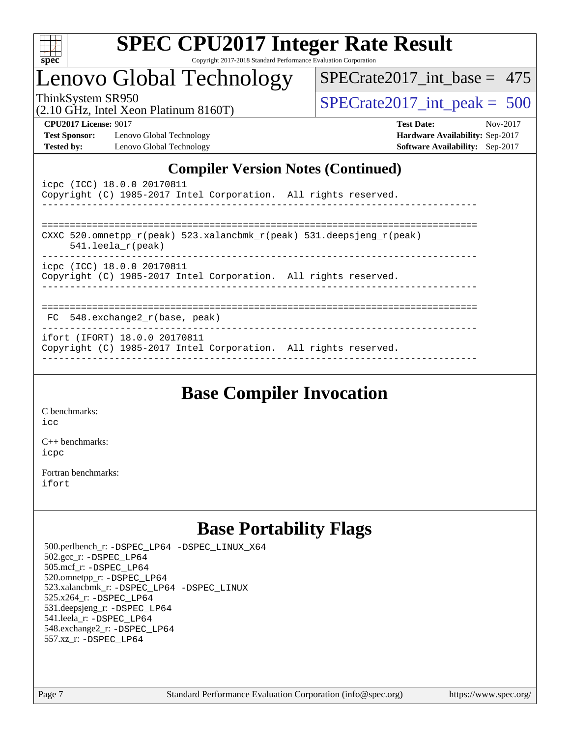## Compiler Version Notes (Continued)

```
icpc (ICC) 18.0.0 20170811
Copyright (C) 1985-2017 Intel Corporation.  All rights reserved.
------------------------------------------------------------------------------

==============================================================================
CXXC 520.omnetpp_r(peak) 523.xalancbmk_r(peak) 531.deepsjeng_r(peak)
      541.leela_r(peak)
------------------------------------------------------------------------------
icpc (ICC) 18.0.0 20170811
Copyright (C) 1985-2017 Intel Corporation.  All rights reserved.
------------------------------------------------------------------------------

==============================================================================
 FC  548.exchange2_r(base, peak)
------------------------------------------------------------------------------
ifort (IFORT) 18.0.0 20170811
Copyright (C) 1985-2017 Intel Corporation.  All rights reserved.
------------------------------------------------------------------------------
```

## Base Compiler Invocation

C benchmarks:
icc

C++ benchmarks:
icpc

Fortran benchmarks:
ifort

## Base Portability Flags

500.perlbench_r: -DSPEC_LP64 -DSPEC_LINUX_X64
502.gcc_r: -DSPEC_LP64
505.mcf_r: -DSPEC_LP64
520.omnetpp_r: -DSPEC_LP64
523.xalancbmk_r: -DSPEC_LP64 -DSPEC_LINUX
525.x264_r: -DSPEC_LP64
531.deepsjeng_r: -DSPEC_LP64
541.leela_r: -DSPEC_LP64
548.exchange2_r: -DSPEC_LP64
557.xz_r: -DSPEC_LP64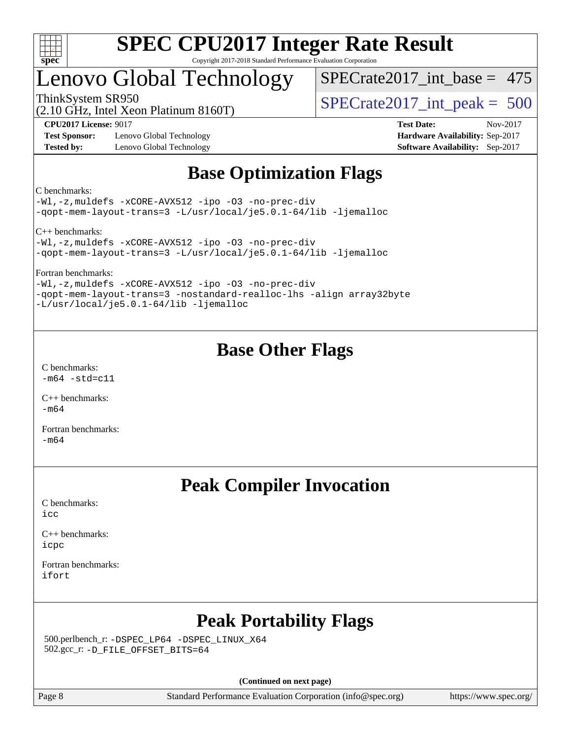# SPEC CPU2017 Integer Rate Result

Copyright 2017-2018 Standard Performance Evaluation Corporation

## Lenovo Global Technology

ThinkSystem SR950
(2.10 GHz, Intel Xeon Platinum 8160T)

SPECrate2017_int_base = 475

SPECrate2017_int_peak = 500

**CPU2017 License:** 9017
**Test Sponsor:** Lenovo Global Technology
**Tested by:** Lenovo Global Technology

**Test Date:** Nov-2017
**Hardware Availability:** Sep-2017
**Software Availability:** Sep-2017

## Base Optimization Flags

C benchmarks:
```
-Wl,-z,muldefs -xCORE-AVX512 -ipo -O3 -no-prec-div
-qopt-mem-layout-trans=3 -L/usr/local/je5.0.1-64/lib -ljemalloc
```

C++ benchmarks:
```
-Wl,-z,muldefs -xCORE-AVX512 -ipo -O3 -no-prec-div
-qopt-mem-layout-trans=3 -L/usr/local/je5.0.1-64/lib -ljemalloc
```

Fortran benchmarks:
```
-Wl,-z,muldefs -xCORE-AVX512 -ipo -O3 -no-prec-div
-qopt-mem-layout-trans=3 -nostandard-realloc-lhs -align array32byte
-L/usr/local/je5.0.1-64/lib -ljemalloc
```

## Base Other Flags

C benchmarks:
```
-m64 -std=c11
```

C++ benchmarks:
```
-m64
```

Fortran benchmarks:
```
-m64
```

## Peak Compiler Invocation

C benchmarks:
```
icc
```

C++ benchmarks:
```
icpc
```

Fortran benchmarks:
```
ifort
```

## Peak Portability Flags

500.perlbench_r: -DSPEC_LP64 -DSPEC_LINUX_X64
502.gcc_r: -D_FILE_OFFSET_BITS=64

**(Continued on next page)**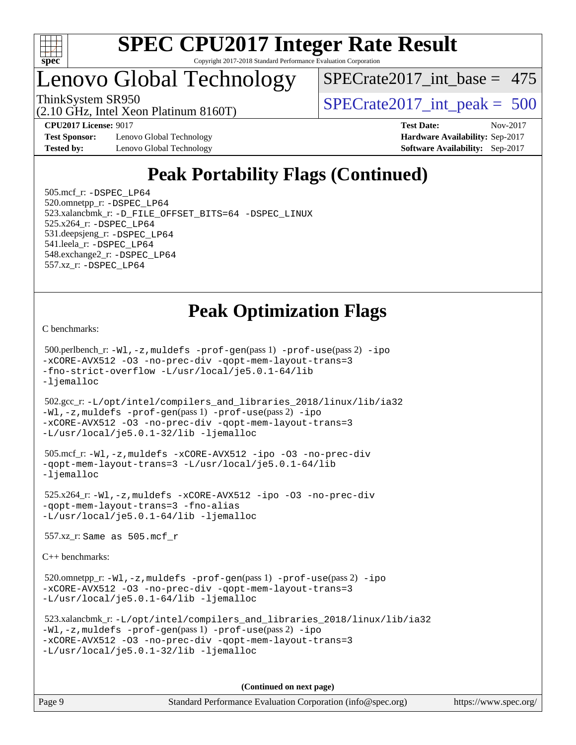# SPEC CPU2017 Integer Rate Result

Copyright 2017-2018 Standard Performance Evaluation Corporation

# Lenovo Global Technology

ThinkSystem SR950
(2.10 GHz, Intel Xeon Platinum 8160T)

SPECrate2017_int_base = 475

SPECrate2017_int_peak = 500

**CPU2017 License:** 9017
**Test Sponsor:** Lenovo Global Technology
**Tested by:** Lenovo Global Technology

**Test Date:** Nov-2017
**Hardware Availability:** Sep-2017
**Software Availability:** Sep-2017

## Peak Portability Flags (Continued)

505.mcf_r: -DSPEC_LP64
520.omnetpp_r: -DSPEC_LP64
523.xalancbmk_r: -D_FILE_OFFSET_BITS=64 -DSPEC_LINUX
525.x264_r: -DSPEC_LP64
531.deepsjeng_r: -DSPEC_LP64
541.leela_r: -DSPEC_LP64
548.exchange2_r: -DSPEC_LP64
557.xz_r: -DSPEC_LP64

## Peak Optimization Flags

C benchmarks:

500.perlbench_r: -Wl,-z,muldefs -prof-gen(pass 1) -prof-use(pass 2) -ipo -xCORE-AVX512 -O3 -no-prec-div -qopt-mem-layout-trans=3 -fno-strict-overflow -L/usr/local/je5.0.1-64/lib -ljemalloc

502.gcc_r: -L/opt/intel/compilers_and_libraries_2018/linux/lib/ia32 -Wl,-z,muldefs -prof-gen(pass 1) -prof-use(pass 2) -ipo -xCORE-AVX512 -O3 -no-prec-div -qopt-mem-layout-trans=3 -L/usr/local/je5.0.1-32/lib -ljemalloc

505.mcf_r: -Wl,-z,muldefs -xCORE-AVX512 -ipo -O3 -no-prec-div -qopt-mem-layout-trans=3 -L/usr/local/je5.0.1-64/lib -ljemalloc

525.x264_r: -Wl,-z,muldefs -xCORE-AVX512 -ipo -O3 -no-prec-div -qopt-mem-layout-trans=3 -fno-alias -L/usr/local/je5.0.1-64/lib -ljemalloc

557.xz_r: Same as 505.mcf_r

C++ benchmarks:

520.omnetpp_r: -Wl,-z,muldefs -prof-gen(pass 1) -prof-use(pass 2) -ipo -xCORE-AVX512 -O3 -no-prec-div -qopt-mem-layout-trans=3 -L/usr/local/je5.0.1-64/lib -ljemalloc

523.xalancbmk_r: -L/opt/intel/compilers_and_libraries_2018/linux/lib/ia32 -Wl,-z,muldefs -prof-gen(pass 1) -prof-use(pass 2) -ipo -xCORE-AVX512 -O3 -no-prec-div -qopt-mem-layout-trans=3 -L/usr/local/je5.0.1-32/lib -ljemalloc

**(Continued on next page)**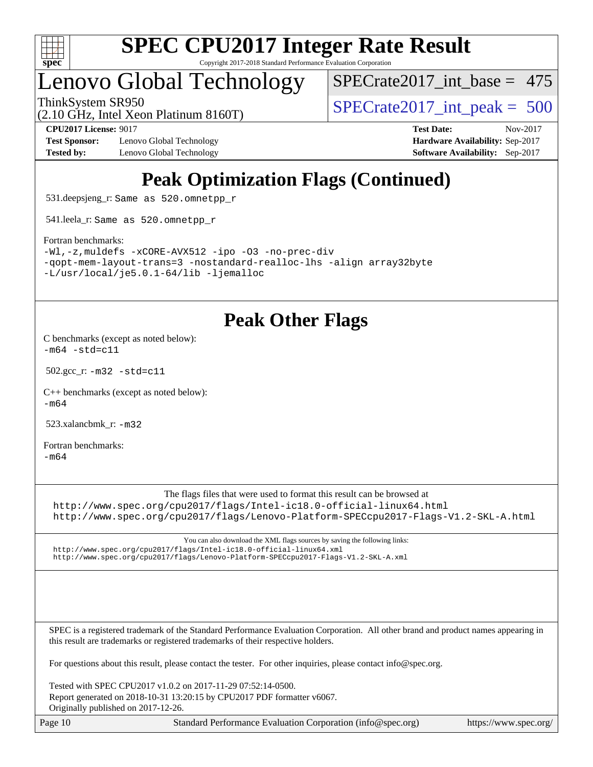# Peak Optimization Flags (Continued)

531.deepsjeng_r: Same as 520.omnetpp_r

541.leela_r: Same as 520.omnetpp_r

Fortran benchmarks:

```
-Wl,-z,muldefs -xCORE-AVX512 -ipo -O3 -no-prec-div
-qopt-mem-layout-trans=3 -nostandard-realloc-lhs -align array32byte
-L/usr/local/je5.0.1-64/lib -ljemalloc
```

# Peak Other Flags

C benchmarks (except as noted below):
`-m64 -std=c11`

502.gcc_r: `-m32 -std=c11`

C++ benchmarks (except as noted below):
`-m64`

523.xalancbmk_r: `-m32`

Fortran benchmarks:
`-m64`

The flags files that were used to format this result can be browsed at
http://www.spec.org/cpu2017/flags/Intel-ic18.0-official-linux64.html
http://www.spec.org/cpu2017/flags/Lenovo-Platform-SPECcpu2017-Flags-V1.2-SKL-A.html

You can also download the XML flags sources by saving the following links:
http://www.spec.org/cpu2017/flags/Intel-ic18.0-official-linux64.xml
http://www.spec.org/cpu2017/flags/Lenovo-Platform-SPECcpu2017-Flags-V1.2-SKL-A.xml

SPEC is a registered trademark of the Standard Performance Evaluation Corporation. All other brand and product names appearing in this result are trademarks or registered trademarks of their respective holders.

For questions about this result, please contact the tester. For other inquiries, please contact info@spec.org.

Tested with SPEC CPU2017 v1.0.2 on 2017-11-29 07:52:14-0500.
Report generated on 2018-10-31 13:20:15 by CPU2017 PDF formatter v6067.
Originally published on 2017-12-26.